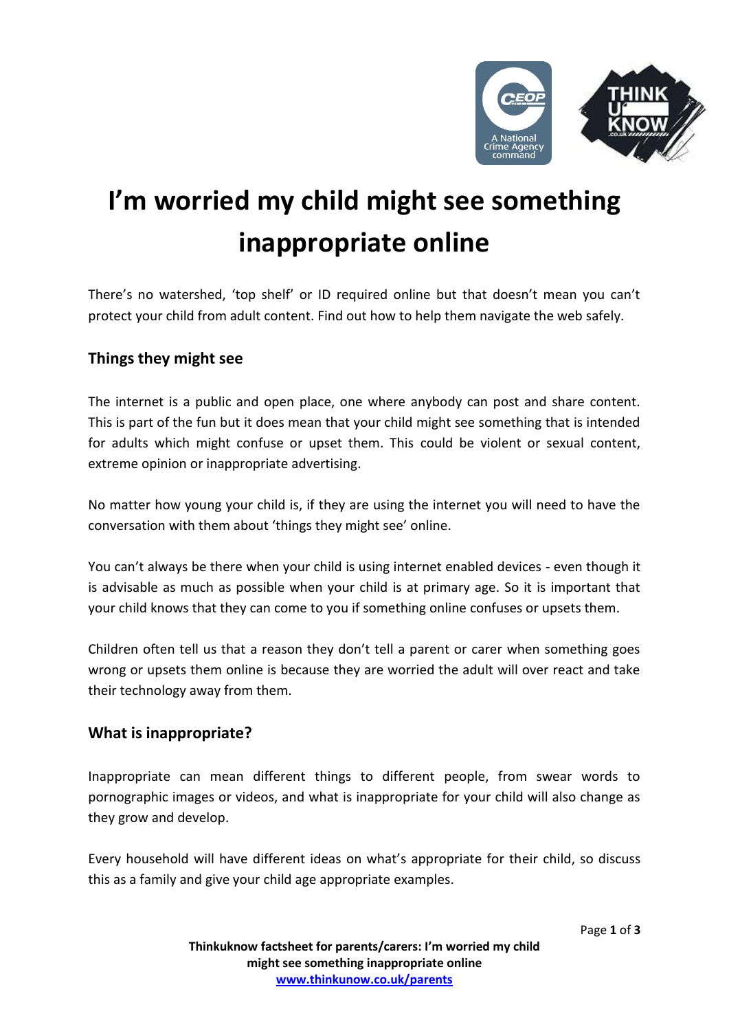# I'm worried my child might see something inappropriate online

There's no watershed, 'top shelf' or ID required online but that doesn't mean you can't protect your child from adult content. Find out how to help them navigate the web safely.

## Things they might see

The internet is a public and open place, one where anybody can post and share content. This is part of the fun but it does mean that your child might see something that is intended for adults which might confuse or upset them. This could be violent or sexual content, extreme opinion or inappropriate advertising.

No matter how young your child is, if they are using the internet you will need to have the conversation with them about 'things they might see' online.

You can't always be there when your child is using internet enabled devices - even though it is advisable as much as possible when your child is at primary age. So it is important that your child knows that they can come to you if something online confuses or upsets them.

Children often tell us that a reason they don't tell a parent or carer when something goes wrong or upsets them online is because they are worried the adult will over react and take their technology away from them.

## What is inappropriate?

Inappropriate can mean different things to different people, from swear words to pornographic images or videos, and what is inappropriate for your child will also change as they grow and develop.

Every household will have different ideas on what's appropriate for their child, so discuss this as a family and give your child age appropriate examples.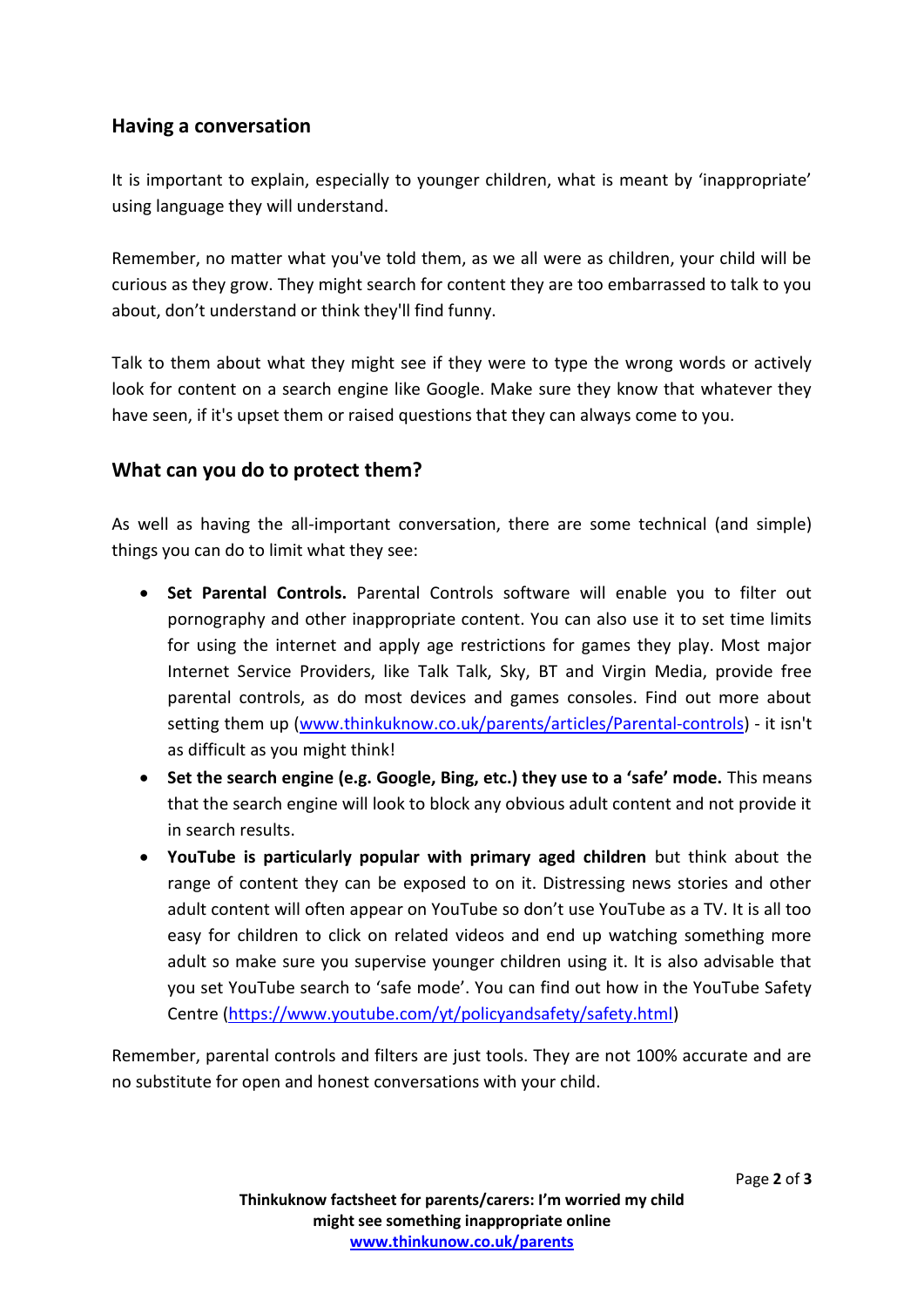## Having a conversation

It is important to explain, especially to younger children, what is meant by 'inappropriate' using language they will understand.

Remember, no matter what you've told them, as we all were as children, your child will be curious as they grow. They might search for content they are too embarrassed to talk to you about, don't understand or think they'll find funny.

Talk to them about what they might see if they were to type the wrong words or actively look for content on a search engine like Google. Make sure they know that whatever they have seen, if it's upset them or raised questions that they can always come to you.

## What can you do to protect them?

As well as having the all-important conversation, there are some technical (and simple) things you can do to limit what they see:

- **Set Parental Controls.** Parental Controls software will enable you to filter out pornography and other inappropriate content. You can also use it to set time limits for using the internet and apply age restrictions for games they play. Most major Internet Service Providers, like Talk Talk, Sky, BT and Virgin Media, provide free parental controls, as do most devices and games consoles. Find out more about setting them up (www.thinkuknow.co.uk/parents/articles/Parental-controls) - it isn't as difficult as you might think!
- **Set the search engine (e.g. Google, Bing, etc.) they use to a 'safe' mode.** This means that the search engine will look to block any obvious adult content and not provide it in search results.
- **YouTube is particularly popular with primary aged children** but think about the range of content they can be exposed to on it. Distressing news stories and other adult content will often appear on YouTube so don't use YouTube as a TV. It is all too easy for children to click on related videos and end up watching something more adult so make sure you supervise younger children using it. It is also advisable that you set YouTube search to 'safe mode'. You can find out how in the YouTube Safety Centre (https://www.youtube.com/yt/policyandsafety/safety.html)

Remember, parental controls and filters are just tools. They are not 100% accurate and are no substitute for open and honest conversations with your child.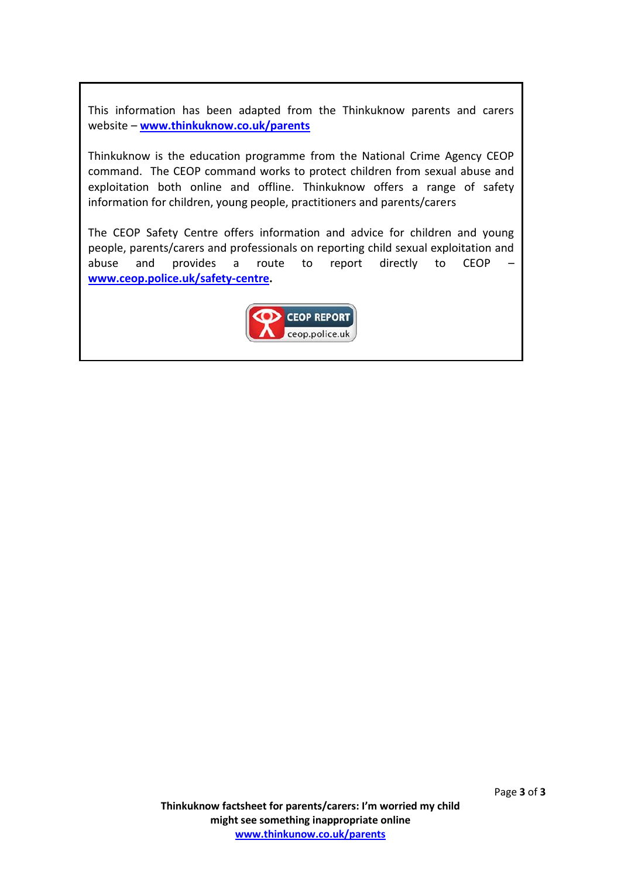This information has been adapted from the Thinkuknow parents and carers website – **www.thinkuknow.co.uk/parents**

Thinkuknow is the education programme from the National Crime Agency CEOP command. The CEOP command works to protect children from sexual abuse and exploitation both online and offline. Thinkuknow offers a range of safety information for children, young people, practitioners and parents/carers

The CEOP Safety Centre offers information and advice for children and young people, parents/carers and professionals on reporting child sexual exploitation and abuse and provides a route to report directly to CEOP – **www.ceop.police.uk/safety-centre**.

CEOP REPORT
ceop.police.uk